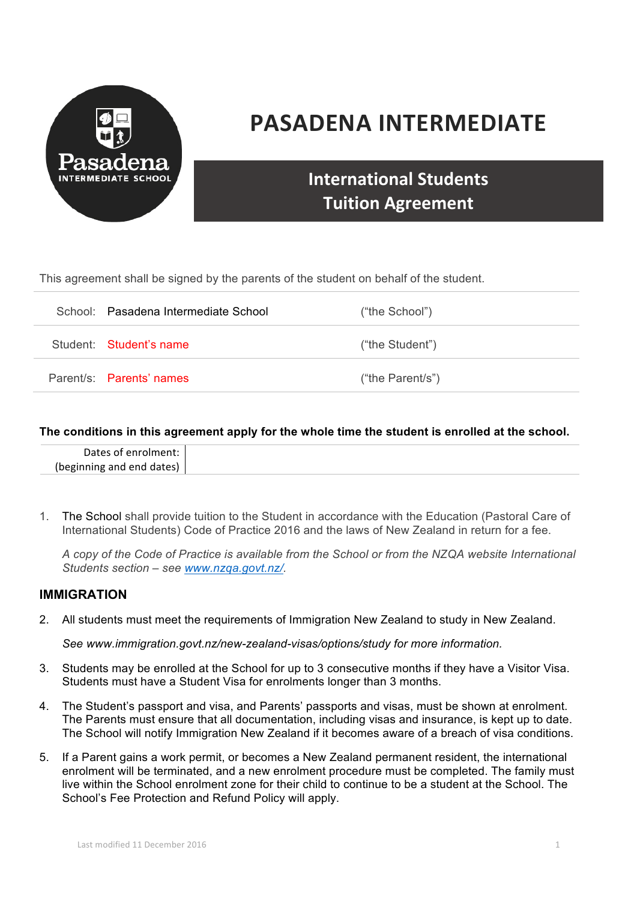# PASADENA INTERMEDIATE

## International Students Tuition Agreement

This agreement shall be signed by the parents of the student on behalf of the student.

| | | |
|---|---|---|
| School: | Pasadena Intermediate School | ("the School") |
| Student: | Student's name | ("the Student") |
| Parent/s: | Parents' names | ("the Parent/s") |

**The conditions in this agreement apply for the whole time the student is enrolled at the school.**

| Dates of enrolment: (beginning and end dates) | |
|---|---|

1. The School shall provide tuition to the Student in accordance with the Education (Pastoral Care of International Students) Code of Practice 2016 and the laws of New Zealand in return for a fee.

   *A copy of the Code of Practice is available from the School or from the NZQA website International Students section – see [www.nzqa.govt.nz/](www.nzqa.govt.nz/).*

### IMMIGRATION

2. All students must meet the requirements of Immigration New Zealand to study in New Zealand.

   *See www.immigration.govt.nz/new-zealand-visas/options/study for more information.*

3. Students may be enrolled at the School for up to 3 consecutive months if they have a Visitor Visa. Students must have a Student Visa for enrolments longer than 3 months.

4. The Student's passport and visa, and Parents' passports and visas, must be shown at enrolment. The Parents must ensure that all documentation, including visas and insurance, is kept up to date. The School will notify Immigration New Zealand if it becomes aware of a breach of visa conditions.

5. If a Parent gains a work permit, or becomes a New Zealand permanent resident, the international enrolment will be terminated, and a new enrolment procedure must be completed. The family must live within the School enrolment zone for their child to continue to be a student at the School. The School's Fee Protection and Refund Policy will apply.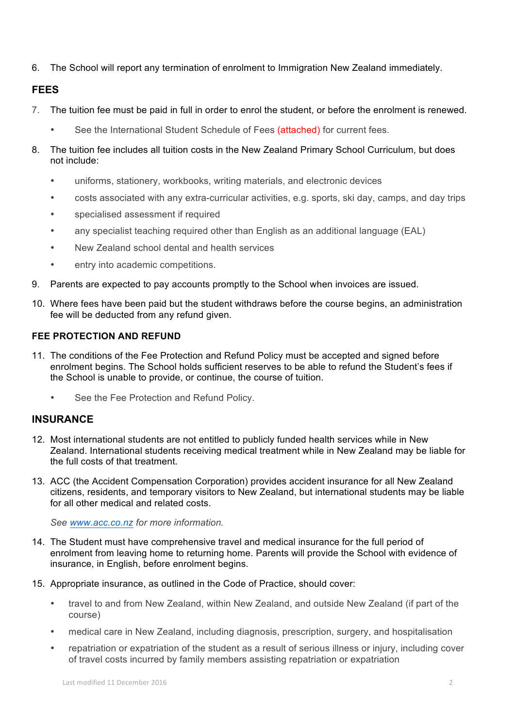6. The School will report any termination of enrolment to Immigration New Zealand immediately.

## FEES

7. The tuition fee must be paid in full in order to enrol the student, or before the enrolment is renewed.
   - See the International Student Schedule of Fees (attached) for current fees.
8. The tuition fee includes all tuition costs in the New Zealand Primary School Curriculum, but does not include:
   - uniforms, stationery, workbooks, writing materials, and electronic devices
   - costs associated with any extra-curricular activities, e.g. sports, ski day, camps, and day trips
   - specialised assessment if required
   - any specialist teaching required other than English as an additional language (EAL)
   - New Zealand school dental and health services
   - entry into academic competitions.
9. Parents are expected to pay accounts promptly to the School when invoices are issued.
10. Where fees have been paid but the student withdraws before the course begins, an administration fee will be deducted from any refund given.

### FEE PROTECTION AND REFUND

11. The conditions of the Fee Protection and Refund Policy must be accepted and signed before enrolment begins. The School holds sufficient reserves to be able to refund the Student's fees if the School is unable to provide, or continue, the course of tuition.
    - See the Fee Protection and Refund Policy.

## INSURANCE

12. Most international students are not entitled to publicly funded health services while in New Zealand. International students receiving medical treatment while in New Zealand may be liable for the full costs of that treatment.
13. ACC (the Accident Compensation Corporation) provides accident insurance for all New Zealand citizens, residents, and temporary visitors to New Zealand, but international students may be liable for all other medical and related costs.

    *See www.acc.co.nz for more information.*
14. The Student must have comprehensive travel and medical insurance for the full period of enrolment from leaving home to returning home. Parents will provide the School with evidence of insurance, in English, before enrolment begins.
15. Appropriate insurance, as outlined in the Code of Practice, should cover:
    - travel to and from New Zealand, within New Zealand, and outside New Zealand (if part of the course)
    - medical care in New Zealand, including diagnosis, prescription, surgery, and hospitalisation
    - repatriation or expatriation of the student as a result of serious illness or injury, including cover of travel costs incurred by family members assisting repatriation or expatriation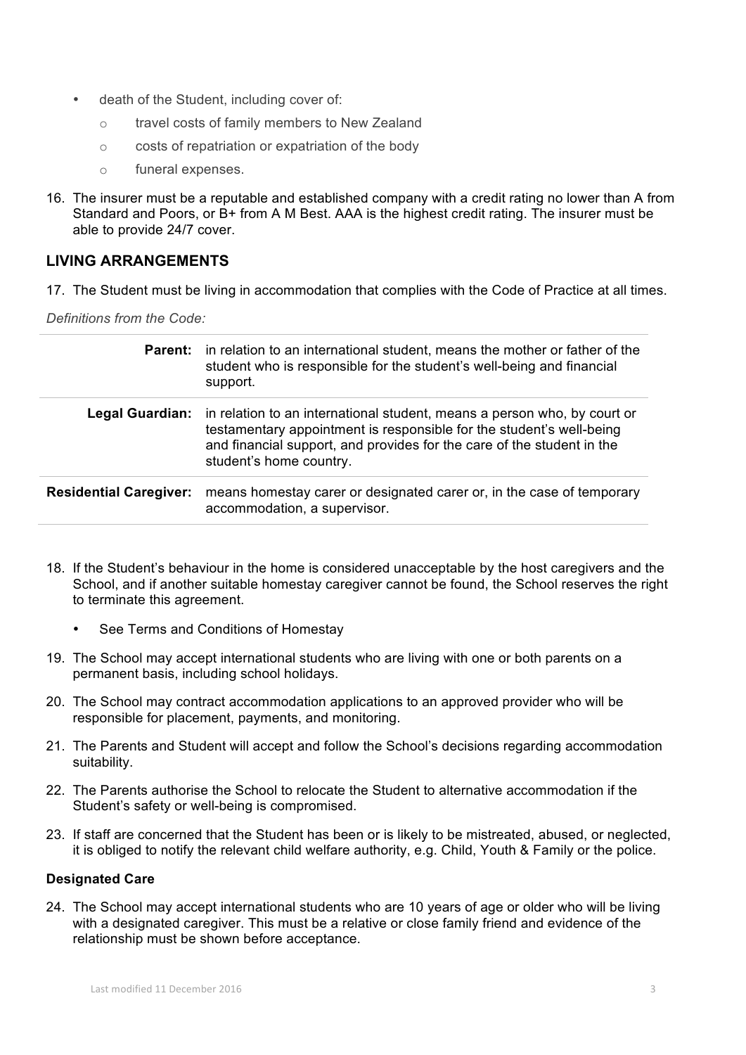- death of the Student, including cover of:
    - travel costs of family members to New Zealand
    - costs of repatriation or expatriation of the body
    - funeral expenses.

16. The insurer must be a reputable and established company with a credit rating no lower than A from Standard and Poors, or B+ from A M Best. AAA is the highest credit rating. The insurer must be able to provide 24/7 cover.

## LIVING ARRANGEMENTS

17. The Student must be living in accommodation that complies with the Code of Practice at all times.

*Definitions from the Code:*

| | |
|---|---|
| **Parent:** | in relation to an international student, means the mother or father of the student who is responsible for the student's well-being and financial support. |
| **Legal Guardian:** | in relation to an international student, means a person who, by court or testamentary appointment is responsible for the student's well-being and financial support, and provides for the care of the student in the student's home country. |
| **Residential Caregiver:** | means homestay carer or designated carer or, in the case of temporary accommodation, a supervisor. |

18. If the Student's behaviour in the home is considered unacceptable by the host caregivers and the School, and if another suitable homestay caregiver cannot be found, the School reserves the right to terminate this agreement.
    - See Terms and Conditions of Homestay
19. The School may accept international students who are living with one or both parents on a permanent basis, including school holidays.
20. The School may contract accommodation applications to an approved provider who will be responsible for placement, payments, and monitoring.
21. The Parents and Student will accept and follow the School's decisions regarding accommodation suitability.
22. The Parents authorise the School to relocate the Student to alternative accommodation if the Student's safety or well-being is compromised.
23. If staff are concerned that the Student has been or is likely to be mistreated, abused, or neglected, it is obliged to notify the relevant child welfare authority, e.g. Child, Youth & Family or the police.

### Designated Care

24. The School may accept international students who are 10 years of age or older who will be living with a designated caregiver. This must be a relative or close family friend and evidence of the relationship must be shown before acceptance.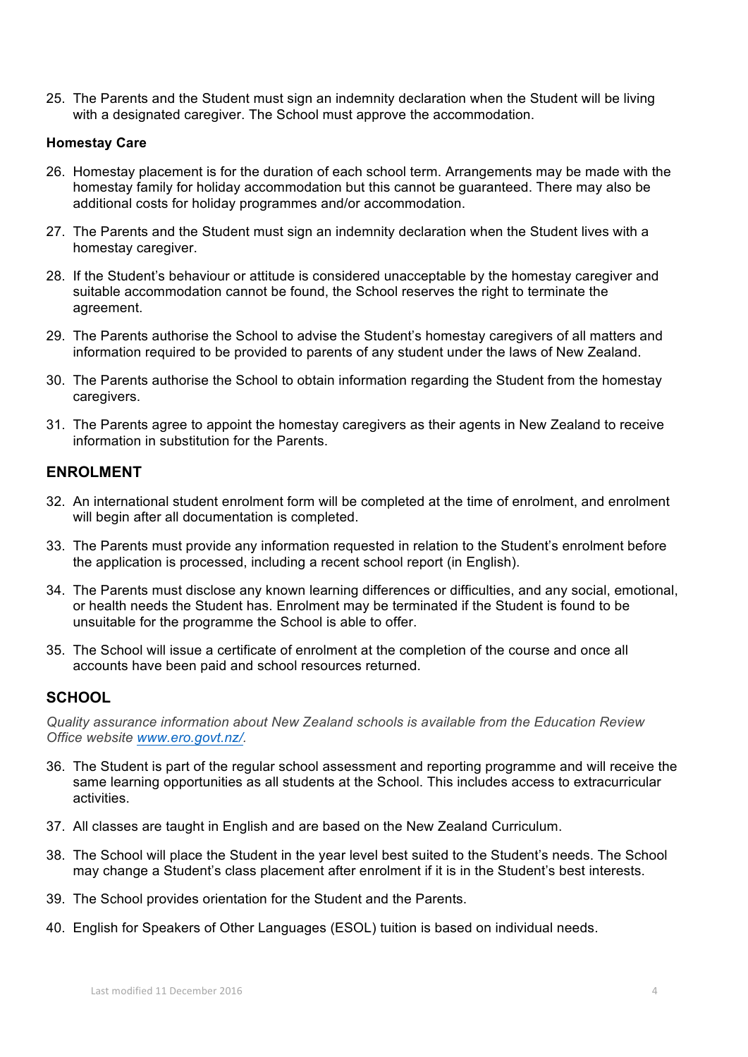25. The Parents and the Student must sign an indemnity declaration when the Student will be living with a designated caregiver. The School must approve the accommodation.

**Homestay Care**

26. Homestay placement is for the duration of each school term. Arrangements may be made with the homestay family for holiday accommodation but this cannot be guaranteed. There may also be additional costs for holiday programmes and/or accommodation.

27. The Parents and the Student must sign an indemnity declaration when the Student lives with a homestay caregiver.

28. If the Student's behaviour or attitude is considered unacceptable by the homestay caregiver and suitable accommodation cannot be found, the School reserves the right to terminate the agreement.

29. The Parents authorise the School to advise the Student's homestay caregivers of all matters and information required to be provided to parents of any student under the laws of New Zealand.

30. The Parents authorise the School to obtain information regarding the Student from the homestay caregivers.

31. The Parents agree to appoint the homestay caregivers as their agents in New Zealand to receive information in substitution for the Parents.

## ENROLMENT

32. An international student enrolment form will be completed at the time of enrolment, and enrolment will begin after all documentation is completed.

33. The Parents must provide any information requested in relation to the Student's enrolment before the application is processed, including a recent school report (in English).

34. The Parents must disclose any known learning differences or difficulties, and any social, emotional, or health needs the Student has. Enrolment may be terminated if the Student is found to be unsuitable for the programme the School is able to offer.

35. The School will issue a certificate of enrolment at the completion of the course and once all accounts have been paid and school resources returned.

## SCHOOL

*Quality assurance information about New Zealand schools is available from the Education Review Office website [www.ero.govt.nz/](www.ero.govt.nz/).*

36. The Student is part of the regular school assessment and reporting programme and will receive the same learning opportunities as all students at the School. This includes access to extracurricular activities.

37. All classes are taught in English and are based on the New Zealand Curriculum.

38. The School will place the Student in the year level best suited to the Student's needs. The School may change a Student's class placement after enrolment if it is in the Student's best interests.

39. The School provides orientation for the Student and the Parents.

40. English for Speakers of Other Languages (ESOL) tuition is based on individual needs.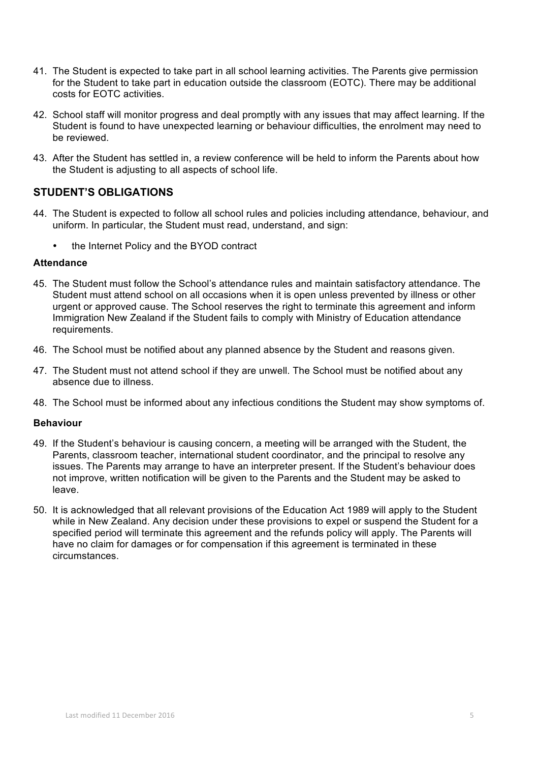41. The Student is expected to take part in all school learning activities. The Parents give permission for the Student to take part in education outside the classroom (EOTC). There may be additional costs for EOTC activities.

42. School staff will monitor progress and deal promptly with any issues that may affect learning. If the Student is found to have unexpected learning or behaviour difficulties, the enrolment may need to be reviewed.

43. After the Student has settled in, a review conference will be held to inform the Parents about how the Student is adjusting to all aspects of school life.

## STUDENT'S OBLIGATIONS

44. The Student is expected to follow all school rules and policies including attendance, behaviour, and uniform. In particular, the Student must read, understand, and sign:

    - the Internet Policy and the BYOD contract

### Attendance

45. The Student must follow the School's attendance rules and maintain satisfactory attendance. The Student must attend school on all occasions when it is open unless prevented by illness or other urgent or approved cause. The School reserves the right to terminate this agreement and inform Immigration New Zealand if the Student fails to comply with Ministry of Education attendance requirements.

46. The School must be notified about any planned absence by the Student and reasons given.

47. The Student must not attend school if they are unwell. The School must be notified about any absence due to illness.

48. The School must be informed about any infectious conditions the Student may show symptoms of.

### Behaviour

49. If the Student's behaviour is causing concern, a meeting will be arranged with the Student, the Parents, classroom teacher, international student coordinator, and the principal to resolve any issues. The Parents may arrange to have an interpreter present. If the Student's behaviour does not improve, written notification will be given to the Parents and the Student may be asked to leave.

50. It is acknowledged that all relevant provisions of the Education Act 1989 will apply to the Student while in New Zealand. Any decision under these provisions to expel or suspend the Student for a specified period will terminate this agreement and the refunds policy will apply. The Parents will have no claim for damages or for compensation if this agreement is terminated in these circumstances.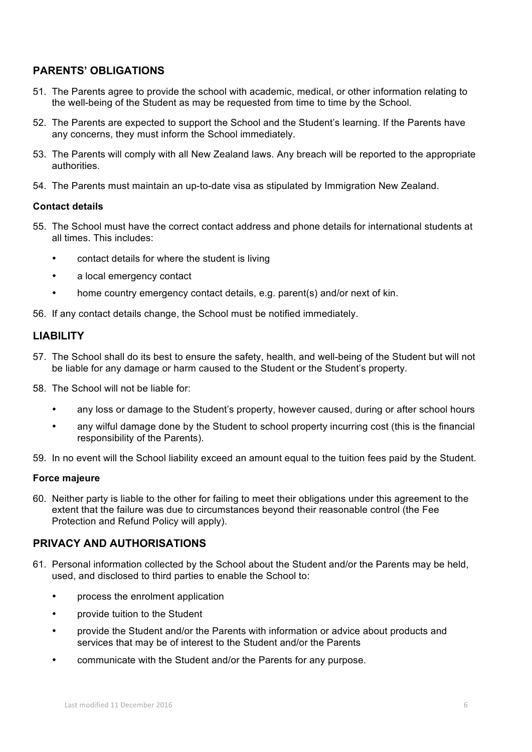## PARENTS' OBLIGATIONS

51. The Parents agree to provide the school with academic, medical, or other information relating to the well-being of the Student as may be requested from time to time by the School.
52. The Parents are expected to support the School and the Student's learning. If the Parents have any concerns, they must inform the School immediately.
53. The Parents will comply with all New Zealand laws. Any breach will be reported to the appropriate authorities.
54. The Parents must maintain an up-to-date visa as stipulated by Immigration New Zealand.

### Contact details

55. The School must have the correct contact address and phone details for international students at all times. This includes:
    - contact details for where the student is living
    - a local emergency contact
    - home country emergency contact details, e.g. parent(s) and/or next of kin.
56. If any contact details change, the School must be notified immediately.

## LIABILITY

57. The School shall do its best to ensure the safety, health, and well-being of the Student but will not be liable for any damage or harm caused to the Student or the Student's property.
58. The School will not be liable for:
    - any loss or damage to the Student's property, however caused, during or after school hours
    - any wilful damage done by the Student to school property incurring cost (this is the financial responsibility of the Parents).
59. In no event will the School liability exceed an amount equal to the tuition fees paid by the Student.

### Force majeure

60. Neither party is liable to the other for failing to meet their obligations under this agreement to the extent that the failure was due to circumstances beyond their reasonable control (the Fee Protection and Refund Policy will apply).

## PRIVACY AND AUTHORISATIONS

61. Personal information collected by the School about the Student and/or the Parents may be held, used, and disclosed to third parties to enable the School to:
    - process the enrolment application
    - provide tuition to the Student
    - provide the Student and/or the Parents with information or advice about products and services that may be of interest to the Student and/or the Parents
    - communicate with the Student and/or the Parents for any purpose.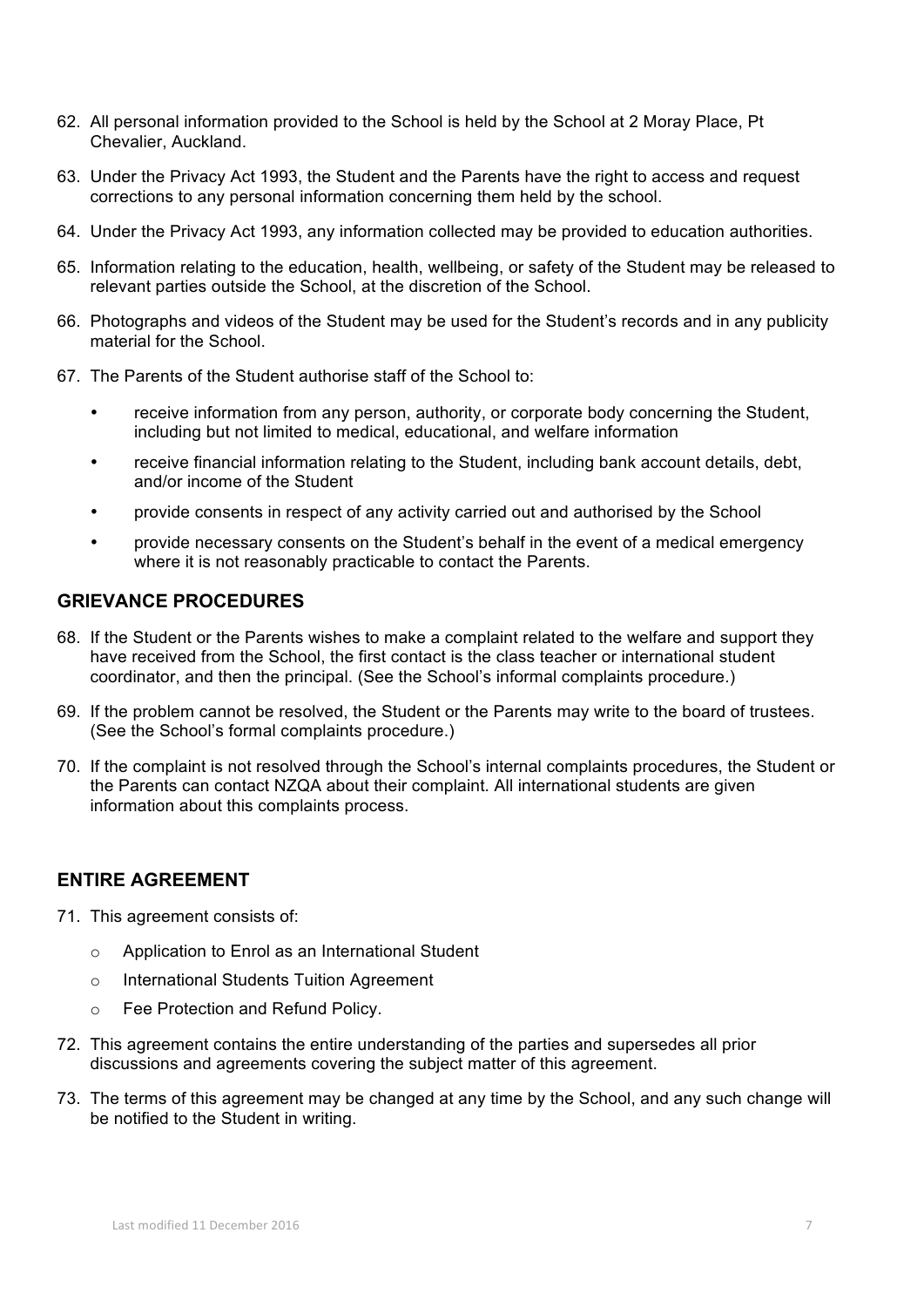62. All personal information provided to the School is held by the School at 2 Moray Place, Pt Chevalier, Auckland.

63. Under the Privacy Act 1993, the Student and the Parents have the right to access and request corrections to any personal information concerning them held by the school.

64. Under the Privacy Act 1993, any information collected may be provided to education authorities.

65. Information relating to the education, health, wellbeing, or safety of the Student may be released to relevant parties outside the School, at the discretion of the School.

66. Photographs and videos of the Student may be used for the Student's records and in any publicity material for the School.

67. The Parents of the Student authorise staff of the School to:

    - receive information from any person, authority, or corporate body concerning the Student, including but not limited to medical, educational, and welfare information
    - receive financial information relating to the Student, including bank account details, debt, and/or income of the Student
    - provide consents in respect of any activity carried out and authorised by the School
    - provide necessary consents on the Student's behalf in the event of a medical emergency where it is not reasonably practicable to contact the Parents.

## GRIEVANCE PROCEDURES

68. If the Student or the Parents wishes to make a complaint related to the welfare and support they have received from the School, the first contact is the class teacher or international student coordinator, and then the principal. (See the School's informal complaints procedure.)

69. If the problem cannot be resolved, the Student or the Parents may write to the board of trustees. (See the School's formal complaints procedure.)

70. If the complaint is not resolved through the School's internal complaints procedures, the Student or the Parents can contact NZQA about their complaint. All international students are given information about this complaints process.

## ENTIRE AGREEMENT

71. This agreement consists of:

    - Application to Enrol as an International Student
    - International Students Tuition Agreement
    - Fee Protection and Refund Policy.

72. This agreement contains the entire understanding of the parties and supersedes all prior discussions and agreements covering the subject matter of this agreement.

73. The terms of this agreement may be changed at any time by the School, and any such change will be notified to the Student in writing.

Last modified 11 December 2016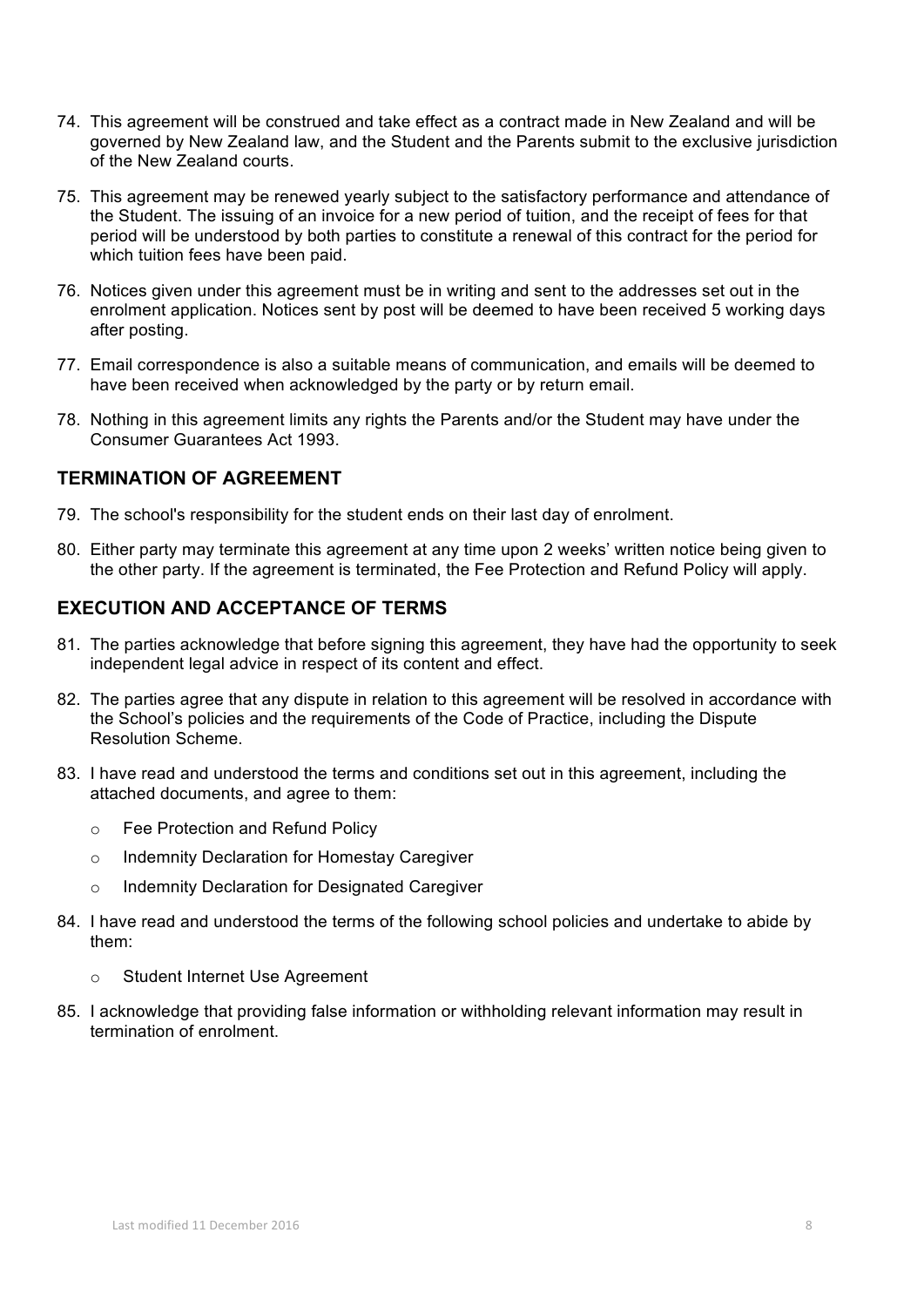74. This agreement will be construed and take effect as a contract made in New Zealand and will be governed by New Zealand law, and the Student and the Parents submit to the exclusive jurisdiction of the New Zealand courts.

75. This agreement may be renewed yearly subject to the satisfactory performance and attendance of the Student. The issuing of an invoice for a new period of tuition, and the receipt of fees for that period will be understood by both parties to constitute a renewal of this contract for the period for which tuition fees have been paid.

76. Notices given under this agreement must be in writing and sent to the addresses set out in the enrolment application. Notices sent by post will be deemed to have been received 5 working days after posting.

77. Email correspondence is also a suitable means of communication, and emails will be deemed to have been received when acknowledged by the party or by return email.

78. Nothing in this agreement limits any rights the Parents and/or the Student may have under the Consumer Guarantees Act 1993.

## TERMINATION OF AGREEMENT

79. The school's responsibility for the student ends on their last day of enrolment.

80. Either party may terminate this agreement at any time upon 2 weeks' written notice being given to the other party. If the agreement is terminated, the Fee Protection and Refund Policy will apply.

## EXECUTION AND ACCEPTANCE OF TERMS

81. The parties acknowledge that before signing this agreement, they have had the opportunity to seek independent legal advice in respect of its content and effect.

82. The parties agree that any dispute in relation to this agreement will be resolved in accordance with the School's policies and the requirements of the Code of Practice, including the Dispute Resolution Scheme.

83. I have read and understood the terms and conditions set out in this agreement, including the attached documents, and agree to them:
    - Fee Protection and Refund Policy
    - Indemnity Declaration for Homestay Caregiver
    - Indemnity Declaration for Designated Caregiver

84. I have read and understood the terms of the following school policies and undertake to abide by them:
    - Student Internet Use Agreement

85. I acknowledge that providing false information or withholding relevant information may result in termination of enrolment.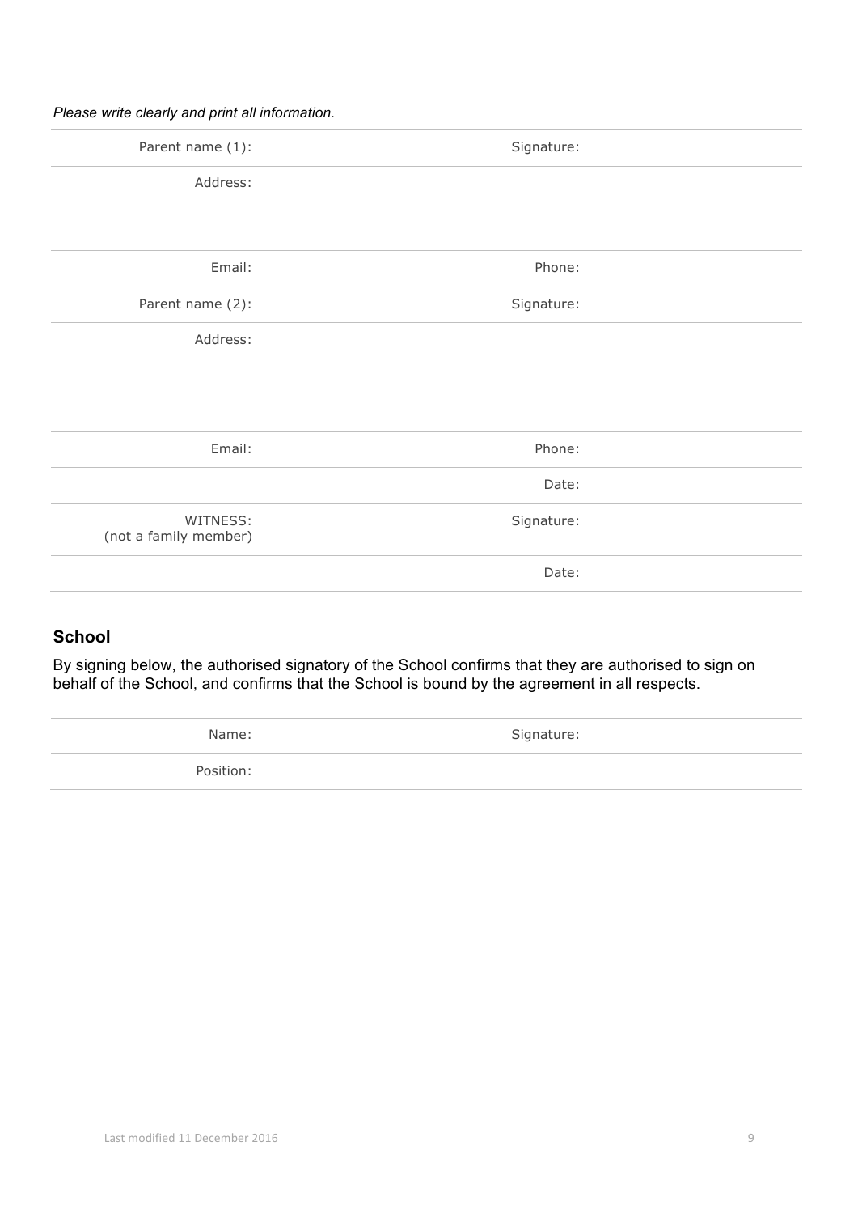*Please write clearly and print all information.*

| | | | |
|---|---|---|---|
| Parent name (1): | | Signature: | |
| Address: | | | |
| Email: | | Phone: | |
| Parent name (2): | | Signature: | |
| Address: | | | |
| Email: | | Phone: | |
| | | Date: | |
| WITNESS: (not a family member) | | Signature: | |
| | | Date: | |

## School

By signing below, the authorised signatory of the School confirms that they are authorised to sign on behalf of the School, and confirms that the School is bound by the agreement in all respects.

| | | | |
|---|---|---|---|
| Name: | | Signature: | |
| Position: | | | |

Last modified 11 December 2016